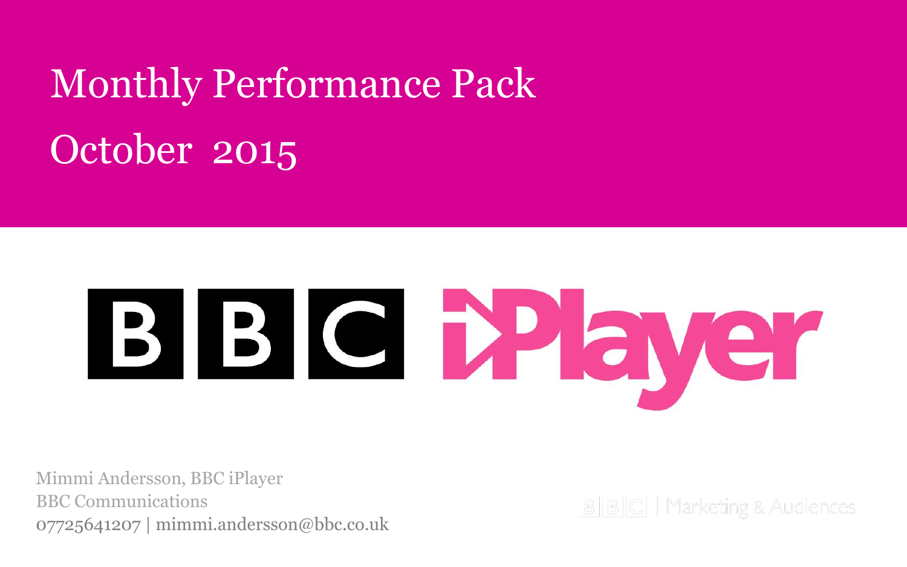# Monthly Performance Pack

# October 2015

BBC iPlayer

Mimmi Andersson, BBC iPlayer
BBC Communications
07725641207 | mimmi.andersson@bbc.co.uk

BBC | Marketing & Audiences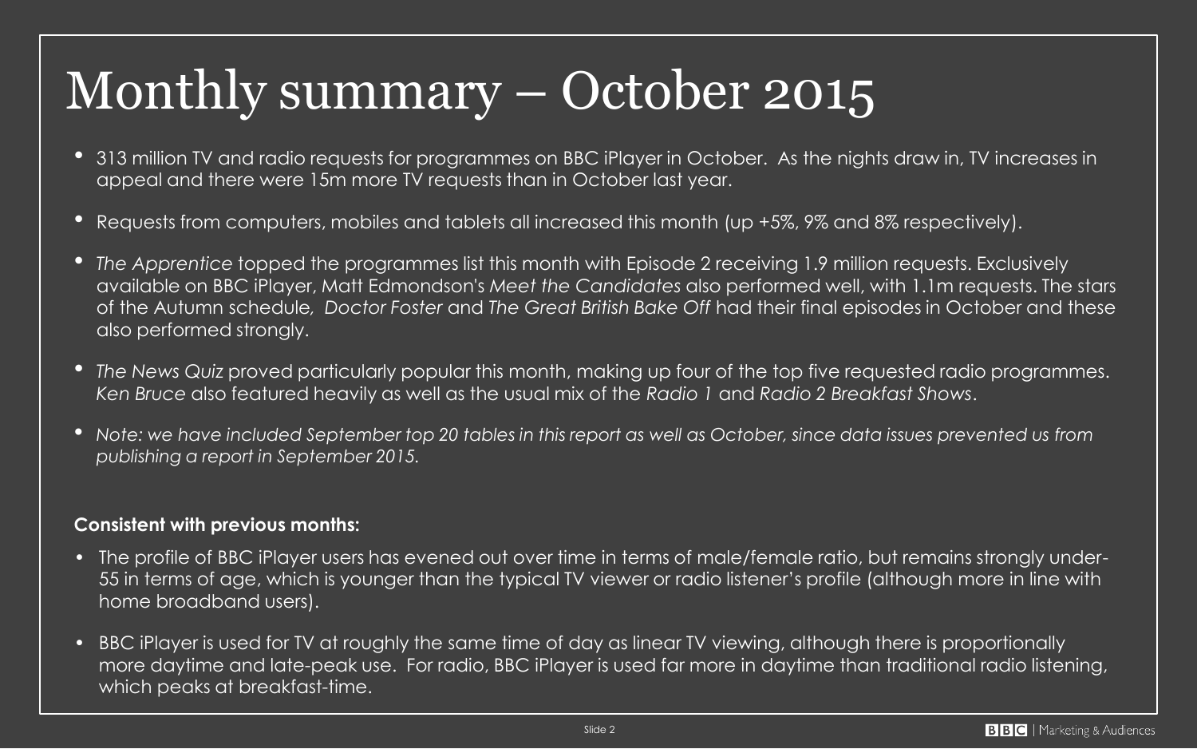# Monthly summary – October 2015

- 313 million TV and radio requests for programmes on BBC iPlayer in October. As the nights draw in, TV increases in appeal and there were 15m more TV requests than in October last year.
- Requests from computers, mobiles and tablets all increased this month (up +5%, 9% and 8% respectively).
- *The Apprentice* topped the programmes list this month with Episode 2 receiving 1.9 million requests. Exclusively available on BBC iPlayer, Matt Edmondson's *Meet the Candidates* also performed well, with 1.1m requests. The stars of the Autumn schedule, *Doctor Foster* and *The Great British Bake Off* had their final episodes in October and these also performed strongly.
- *The News Quiz* proved particularly popular this month, making up four of the top five requested radio programmes. *Ken Bruce* also featured heavily as well as the usual mix of the *Radio 1* and *Radio 2 Breakfast Shows*.
- *Note: we have included September top 20 tables in this report as well as October, since data issues prevented us from publishing a report in September 2015.*

**Consistent with previous months:**

- The profile of BBC iPlayer users has evened out over time in terms of male/female ratio, but remains strongly under-55 in terms of age, which is younger than the typical TV viewer or radio listener's profile (although more in line with home broadband users).
- BBC iPlayer is used for TV at roughly the same time of day as linear TV viewing, although there is proportionally more daytime and late-peak use. For radio, BBC iPlayer is used far more in daytime than traditional radio listening, which peaks at breakfast-time.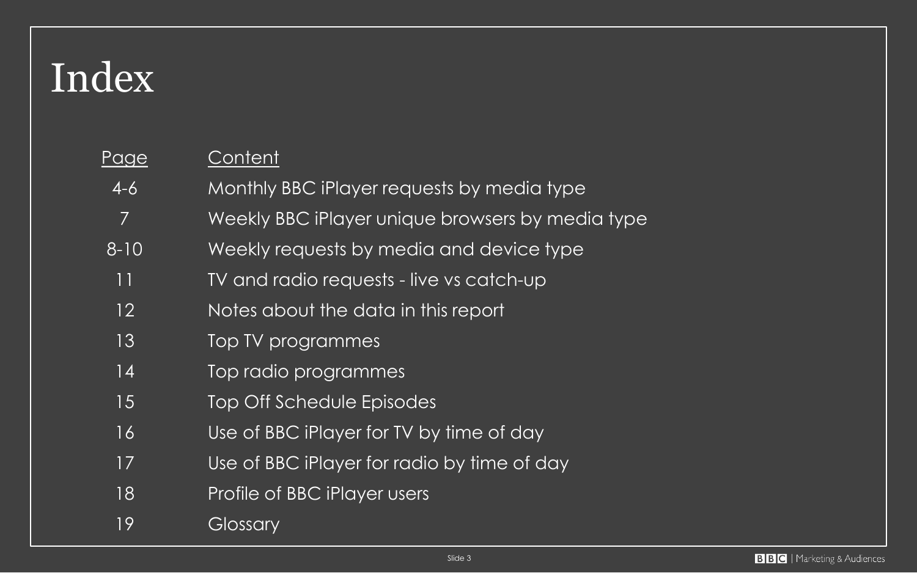# Index

| Page | Content |
|---|---|
| 4-6 | Monthly BBC iPlayer requests by media type |
| 7 | Weekly BBC iPlayer unique browsers by media type |
| 8-10 | Weekly requests by media and device type |
| 11 | TV and radio requests - live vs catch-up |
| 12 | Notes about the data in this report |
| 13 | Top TV programmes |
| 14 | Top radio programmes |
| 15 | Top Off Schedule Episodes |
| 16 | Use of BBC iPlayer for TV by time of day |
| 17 | Use of BBC iPlayer for radio by time of day |
| 18 | Profile of BBC iPlayer users |
| 19 | Glossary |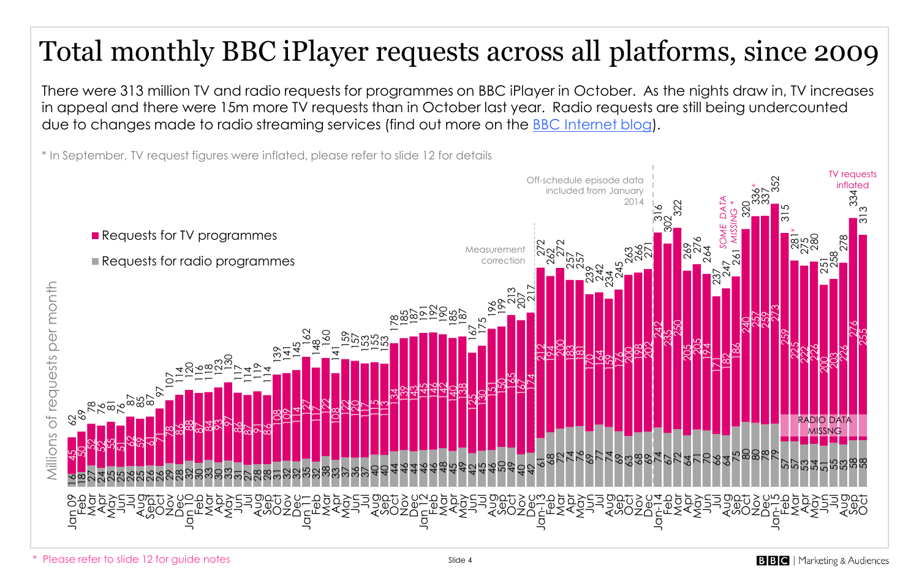# Total monthly BBC iPlayer requests across all platforms, since 2009

There were 313 million TV and radio requests for programmes on BBC iPlayer in October. As the nights draw in, TV increases in appeal and there were 15m more TV requests than in October last year. Radio requests are still being undercounted due to changes made to radio streaming services (find out more on the BBC Internet blog).

* In September, TV request figures were inflated, please refer to slide 12 for details

| Month | Total | TV | Radio |
|---|---|---|---|
| Jan 09 | 62 | 45 | 16 |
| Feb | 69 | 50 | 18 |
| Mar | 78 | 52 | 27 |
| Apr | 76 | 52 | 24 |
| May | 81 | 55 | 25 |
| Jun | 76 | 51 | 25 |
| Jul | 87 | 62 | 26 |
| Aug | 85 | 59 | 25 |
| Sept | 87 | 61 | 26 |
| Oct | 97 | 71 | 26 |
| Nov | 107 | 78 | 29 |
| Dec | 114 | 86 | 28 |
| Jan 10 | 120 | 88 | 32 |
| Feb | 116 | 87 | 30 |
| Mar | 118 | 84 | 33 |
| Apr | 123 | 93 | 30 |
| May | 130 | 97 | 33 |
| Jun | 117 | 86 | 31 |
| Jul | 114 | 87 | 27 |
| Aug | 119 | 91 | 28 |
| Sep | 114 | 86 | 28 |
| Oct | 139 | 108 | 31 |
| Nov | 141 | 109 | 32 |
| Dec | 145 | 114 | 32 |
| Jan 11 | 162 | 127 | 35 |
| Feb | 148 | 117 | 32 |
| Mar | 160 | 122 | 38 |
| Apr | 141 | 108 | 33 |
| May | 159 | 122 | 37 |
| Jun | 157 | 120 | 36 |
| Jul | 153 | 117 | 37 |
| Aug | 155 | 115 | 40 |
| Sep | 153 | 113 | 40 |
| Oct | 178 | 134 | 44 |
| Nov | 185 | 139 | 46 |
| Dec | 187 | 143 | 44 |
| Jan 12 | 191 | 145 | 46 |
| Feb | 192 | 146 | 46 |
| Mar | 190 | 142 | 48 |
| Apr | 185 | 140 | 45 |
| May | 187 | 138 | 49 |
| Jun | 167 | 125 | 42 |
| Jul | 175 | 130 | 45 |
| Aug | 196 | 151 | 46 |
| Sep | 199 | 150 | 50 |
| Oct | 213 | 165 | 49 |
| Nov | 207 | 167 | 40 |
| Dec | 217 | 174 | 42 |
| Jan-13 | 272 | 212 | 61 |
| Feb | 262 | 194 | 68 |
| Mar | 272 | 200 | 72 |
| Apr | 257 | 183 | 74 |
| May | 257 | 181 | 76 |
| Jun | 239 | 170 | 69 |
| Jul | 242 | 164 | 77 |
| Aug | 234 | 159 | 74 |
| Sep | 245 | 176 | 69 |
| Oct | 263 | 200 | 63 |
| Nov | 266 | 198 | 68 |
| Dec | 271 | 202 | 69 |
| Jan-14 | 316 | 242 | 74 |
| Feb | 302 | 235 | 67 |
| Mar | 322 | 250 | 72 |
| Apr | 269 | 205 | 64 |
| May | 276 | 205 | 71 |
| Jun | 264 | 194 | 70 |
| Jul | 237 | 171 | 66 |
| Aug | 247 | 182 | 64 |
| Sep | 261 | 186 | 75 |
| Oct | 320 | 240 | 80 |
| Nov | 336* | 257 | 80 |
| Dec | 337 | 259 | 78 |
| Jan-15 | 352 | 273 | 79 |
| Feb | 315 | 259 | 57 |
| Mar | 281* | 225 | 57 |
| Apr | 275 | 222 | 53 |
| May | 280 | 226 | 54 |
| Jun | 251 | 200 | 51 |
| Jul | 258 | 203 | 55 |
| Aug | 278 | 226 | 53 |
| Sep | 334 | 276 | 58 |
| Oct | 313 | 255 | 58 |

Legend: Requests for TV programmes; Requests for radio programmes. Y-axis: Millions of requests per month.

Annotations: Measurement correction (Jan-13); Off-schedule episode data included from January 2014; SOME DATA MISSING * (Sep–Nov 2014); RADIO DATA MISSNG (Feb–Oct 2015); TV requests inflated (Sep 2015).

* Please refer to slide 12 for guide notes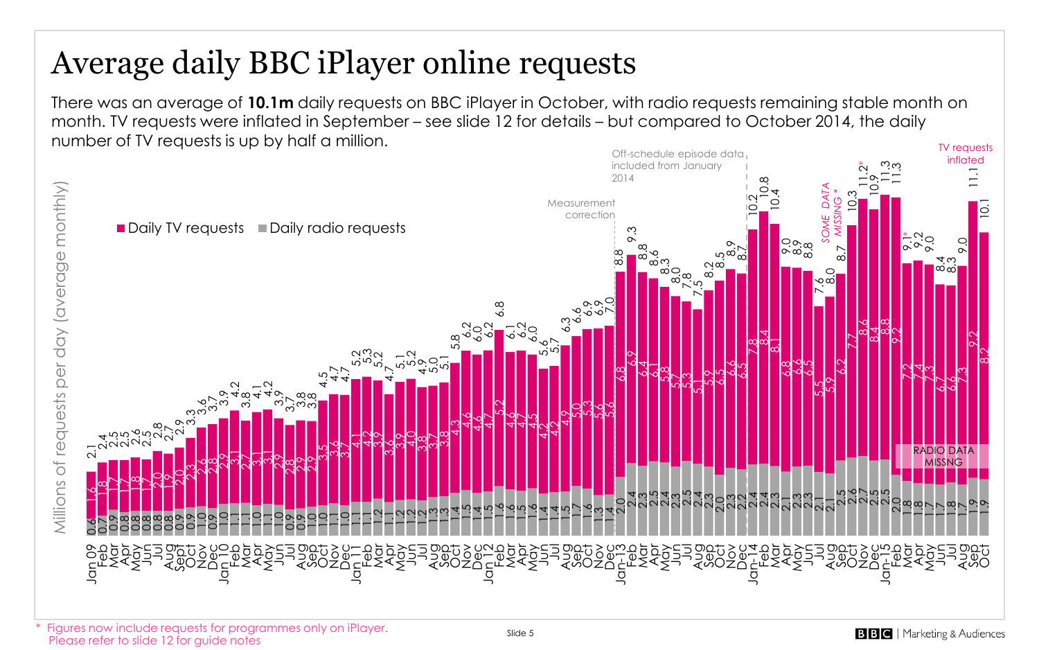# Average daily BBC iPlayer online requests

There was an average of **10.1m** daily requests on BBC iPlayer in October, with radio requests remaining stable month on month. TV requests were inflated in September – see slide 12 for details – but compared to October 2014, the daily number of TV requests is up by half a million.

| Month | Daily TV requests (m) | Daily radio requests (m) | Total (m) |
|---|---|---|---|
| Jan 09 | 1.6 | 0.6 | 2.1 |
| Feb | 1.8 | 0.7 | 2.4 |
| Mar | 1.7 | 0.9 | 2.5 |
| Apr | 1.7 | 0.8 | 2.5 |
| May | 1.8 | 0.8 | 2.6 |
| Jun | 1.7 | 0.8 | 2.5 |
| Jul | 2.0 | 0.8 | 2.8 |
| Aug | 1.9 | 0.8 | 2.7 |
| Sept | 2.0 | 0.9 | 2.9 |
| Oct | 2.3 | 0.9 | 3.3 |
| Nov | 2.6 | 1.0 | 3.6 |
| Dec | 2.8 | 0.9 | 3.7 |
| Jan 10 | 2.9 | 1.0 | 3.9 |
| Feb | 3.1 | 1.1 | 4.2 |
| Mar | 2.7 | 1.1 | 3.8 |
| Apr | 3.1 | 1.0 | 4.1 |
| May | 3.1 | 1.1 | 4.2 |
| Jun | 2.9 | 1.0 | 3.9 |
| Jul | 2.8 | 0.9 | 3.7 |
| Aug | 2.9 | 0.9 | 3.8 |
| Sep | 2.9 | 1.0 | 3.8 |
| Oct | 3.5 | 1.0 | 4.5 |
| Nov | 3.6 | 1.1 | 4.7 |
| Dec | 3.7 | 1.0 | 4.7 |
| Jan 11 | 4.1 | 1.1 | 5.2 |
| Feb | 4.2 | 1.1 | 5.3 |
| Mar | 3.9 | 1.2 | 5.2 |
| Apr | 3.6 | 1.1 | 4.7 |
| May | 3.9 | 1.2 | 5.1 |
| Jun | 4.0 | 1.2 | 5.2 |
| Jul | 3.8 | 1.2 | 4.9 |
| Aug | 3.7 | 1.3 | 5.0 |
| Sep | 3.8 | 1.3 | 5.1 |
| Oct | 4.3 | 1.4 | 5.8 |
| Nov | 4.6 | 1.5 | 6.2 |
| Dec | 4.6 | 1.4 | 6.0 |
| Jan 12 | 4.7 | 1.5 | 6.2 |
| Feb | 5.2 | 1.6 | 6.8 |
| Mar | 4.6 | 1.6 | 6.1 |
| Apr | 4.7 | 1.5 | 6.2 |
| May | 4.5 | 1.6 | 6.0 |
| Jun | 4.2 | 1.4 | 5.6 |
| Jul | 4.2 | 1.4 | 5.7 |
| Aug | 4.9 | 1.5 | 6.3 |
| Sep | 5.0 | 1.7 | 6.6 |
| Oct | 5.3 | 1.6 | 6.9 |
| Nov | 5.6 | 1.3 | 6.9 |
| Dec | 5.6 | 1.4 | 7.0 |
| Jan-13 | 6.8 | 2.0 | 8.8 |
| Feb | 6.9 | 2.4 | 9.3 |
| Mar | 6.4 | 2.3 | 8.8 |
| Apr | 6.1 | 2.5 | 8.6 |
| May | 5.8 | 2.4 | 8.3 |
| Jun | 5.7 | 2.3 | 8.0 |
| Jul | 5.3 | 2.5 | 7.8 |
| Aug | 5.1 | 2.4 | 7.5 |
| Sep | 5.9 | 2.3 | 8.2 |
| Oct | 6.5 | 2.0 | 8.5 |
| Nov | 6.6 | 2.3 | 8.9 |
| Dec | 6.5 | 2.2 | 8.7 |
| Jan-14 | 7.8 | 2.4 | 10.2 |
| Feb | 8.4 | 2.4 | 10.8 |
| Mar | 8.1 | 2.3 | 10.4 |
| Apr | 6.8 | 2.1 | 9.0 |
| May | 6.6 | 2.3 | 8.9 |
| Jun | 6.5 | 2.3 | 8.8 |
| Jul | 5.5 | 2.1 | 7.6 |
| Aug | 5.9 | 2.1 | 8.0 |
| Sep | 6.2 | 2.5 | 8.7 |
| Oct | 7.7 | 2.6 | 10.3 |
| Nov | 8.6 | 2.7 | 11.2* |
| Dec | 8.4 | 2.5 | 10.9 |
| Jan-15 | 8.8 | 2.5 | 11.3 |
| Feb | 9.2 | 2.0 | 11.3 |
| Mar | 7.2 | 1.8 | 9.1* |
| Apr | 7.4 | 1.8 | 9.2 |
| May | 7.3 | 1.7 | 9.0 |
| Jun | 6.7 | 1.7 | 8.4 |
| Jul | 6.6 | 1.8 | 8.3 |
| Aug | 7.3 | 1.7 | 9.0 |
| Sep | 9.2 | 1.9 | 11.1 |
| Oct | 8.2 | 1.9 | 10.1 |

Chart annotations: Measurement correction (from Jan-13); Off-schedule episode data included from January 2014; SOME DATA MISSING * (Aug–Sep 2014); TV requests inflated (Sep 2015); RADIO DATA MISSNG (Mar–Oct 2015).

Y-axis: Millions of requests per day (average monthly)

\* Figures now include requests for programmes only on iPlayer. Please refer to slide 12 for guide notes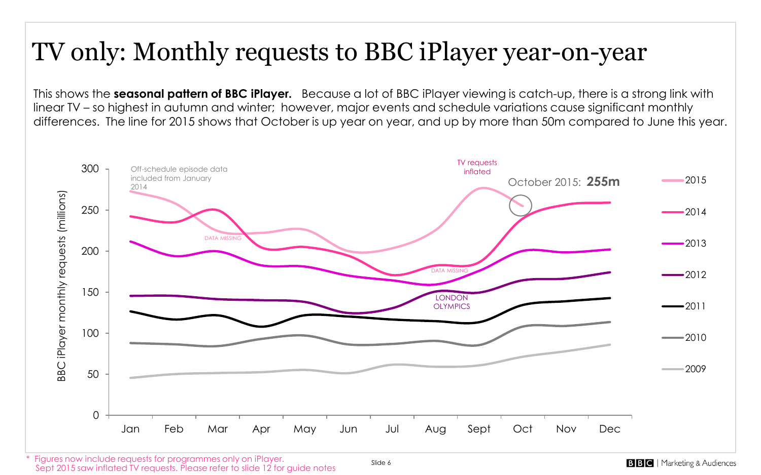# TV only: Monthly requests to BBC iPlayer year-on-year

This shows the **seasonal pattern of BBC iPlayer.** Because a lot of BBC iPlayer viewing is catch-up, there is a strong link with linear TV – so highest in autumn and winter; however, major events and schedule variations cause significant monthly differences. The line for 2015 shows that October is up year on year, and up by more than 50m compared to June this year.

BBC iPlayer monthly requests (millions)

300

250

200

150

100

50

0

Jan Feb Mar Apr May Jun Jul Aug Sept Oct Nov Dec

Off-schedule episode data included from January 2014

DATA MISSING

DATA MISSING

TV requests inflated

October 2015: **255m**

LONDON OLYMPICS

2015

2014

2013

2012

2011

2010

2009

\* Figures now include requests for programmes only on iPlayer.
Sept 2015 saw inflated TV requests. Please refer to slide 12 for guide notes

BBC | Marketing & Audiences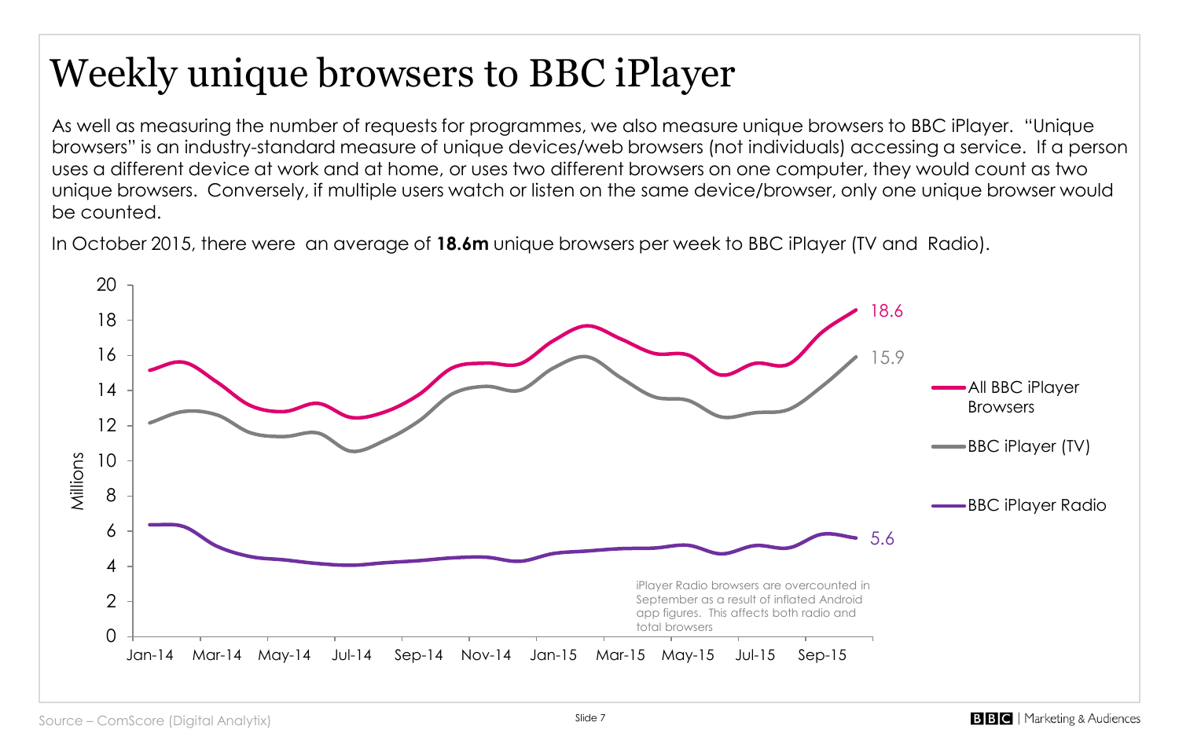# Weekly unique browsers to BBC iPlayer

As well as measuring the number of requests for programmes, we also measure unique browsers to BBC iPlayer. "Unique browsers" is an industry-standard measure of unique devices/web browsers (not individuals) accessing a service. If a person uses a different device at work and at home, or uses two different browsers on one computer, they would count as two unique browsers. Conversely, if multiple users watch or listen on the same device/browser, only one unique browser would be counted.

In October 2015, there were an average of **18.6m** unique browsers per week to BBC iPlayer (TV and Radio).

iPlayer Radio browsers are overcounted in September as a result of inflated Android app figures. This affects both radio and total browsers

Source – ComScore (Digital Analytix)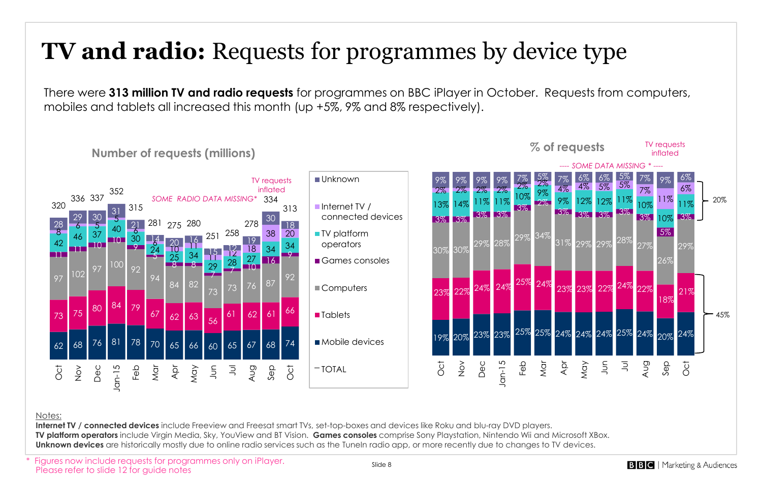# **TV and radio:** Requests for programmes by device type

There were **313 million TV and radio requests** for programmes on BBC iPlayer in October. Requests from computers, mobiles and tablets all increased this month (up +5%, 9% and 8% respectively).

## Number of requests (millions)

SOME RADIO DATA MISSING* — TV requests inflated (Sep)

| Month | Mobile devices | Tablets | Computers | Games consoles | TV platform operators | Internet TV / connected devices | Unknown | TOTAL |
|---|---|---|---|---|---|---|---|---|
| Oct | 62 | 73 | 97 | 11 | 42 | 8 | 28 | 320 |
| Nov | 68 | 75 | 102 | 11 | 46 | 6 | 29 | 336 |
| Dec | 76 | 80 | 97 | 10 | 37 | 5 | 30 | 337 |
| Jan-15 | 81 | 84 | 100 | 10 | 40 | 5 | 31 | 352 |
| Feb | 78 | 79 | 92 | 9 | 30 | 6 | 21 | 315 |
| Mar | 70 | 67 | 94 | 5 | 24 | 6 | 14 | 281 |
| Apr | 65 | 62 | 84 | 8 | 25 | 10 | 20 | 275 |
| May | 66 | 63 | 82 | 8 | 34 | 11 | 16 | 280 |
| Jun | 60 | 56 | 73 | 7 | 29 | 11 | 15 | 251 |
| Jul | 65 | 61 | 73 | 7 | 28 | 12 | 12 | 258 |
| Aug | 67 | 62 | 76 | 10 | 27 | 18 | 19 | 278 |
| Sep | 68 | 61 | 87 | 16 | 34 | 38 | 30 | 334 |
| Oct | 74 | 66 | 92 | 9 | 34 | 20 | 18 | 313 |

## % of requests

---- SOME DATA MISSING * ---- TV requests inflated (Sep)

| Month | Mobile devices | Tablets | Computers | Games consoles | TV platform operators | Internet TV / connected devices | Unknown |
|---|---|---|---|---|---|---|---|
| Oct | 19% | 23% | 30% | 3% | 13% | 2% | 9% |
| Nov | 20% | 22% | 30% | 3% | 14% | 2% | 9% |
| Dec | 23% | 24% | 29% | 3% | 11% | 2% | 9% |
| Jan-15 | 23% | 24% | 28% | 3% | 11% | 2% | 9% |
| Feb | 25% | 25% | 29% | 3% | 10% | 2% | 7% |
| Mar | 25% | 24% | 34% | 2% | 9% | 2% | 5% |
| Apr | 24% | 23% | 31% | 3% | 9% | 4% | 7% |
| May | 24% | 23% | 29% | 3% | 12% | 4% | 6% |
| Jun | 24% | 22% | 29% | 3% | 12% | 5% | 6% |
| Jul | 25% | 24% | 28% | 3% | 11% | 5% | 5% |
| Aug | 24% | 22% | 27% | 3% | 10% | 7% | 7% |
| Sep | 20% | 18% | 26% | 5% | 10% | 11% | 9% |
| Oct | 24% | 21% | 29% | 3% | 11% | 6% | 6% |

Oct: Mobile devices + Tablets = 45%; TV platform operators + Internet TV / connected devices + Unknown = 20%

Notes:
**Internet TV / connected devices** include Freeview and Freesat smart TVs, set-top-boxes and devices like Roku and blu-ray DVD players.
**TV platform operators** include Virgin Media, Sky, YouView and BT Vision. **Games consoles** comprise Sony Playstation, Nintendo Wii and Microsoft XBox.
**Unknown devices** are historically mostly due to online radio services such as the TuneIn radio app, or more recently due to changes to TV devices.

\* Figures now include requests for programmes only on iPlayer. Please refer to slide 12 for guide notes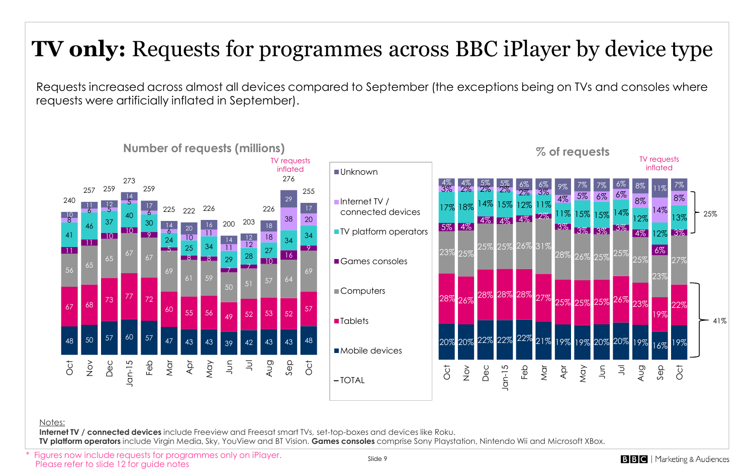# **TV only:** Requests for programmes across BBC iPlayer by device type

Requests increased across almost all devices compared to September (the exceptions being on TVs and consoles where requests were artificially inflated in September).

## Number of requests (millions)

| Month | Mobile devices | Tablets | Computers | Games consoles | TV platform operators | Internet TV / connected devices | Unknown | TOTAL |
|---|---|---|---|---|---|---|---|---|
| Oct | 48 | 67 | 56 | 11 | 41 | 8 | 10 | 240 |
| Nov | 50 | 68 | 65 | 11 | 46 | 6 | 11 | 257 |
| Dec | 57 | 73 | 65 | 10 | 37 | 5 | 12 | 259 |
| Jan-15 | 60 | 77 | 67 | 10 | 40 | 5 | 14 | 273 |
| Feb | 57 | 72 | 67 | 9 | 30 | 6 | 17 | 259 |
| Mar | 47 | 60 | 69 | 5 | 24 | 6 | 14 | 225 |
| Apr | 43 | 55 | 61 | 8 | 25 | 10 | 20 | 222 |
| May | 43 | 56 | 59 | 8 | 34 | 11 | 16 | 226 |
| Jun | 39 | 49 | 50 | 7 | 29 | 11 | 14 | 200 |
| Jul | 42 | 52 | 51 | 7 | 28 | 12 | 12 | 203 |
| Aug | 43 | 53 | 57 | 10 | 27 | 18 | 18 | 226 |
| Sep (TV requests inflated) | 43 | 52 | 64 | 16 | 34 | 38 | 29 | 276 |
| Oct | 48 | 57 | 69 | 9 | 34 | 20 | 17 | 255 |

## % of requests

| Month | Mobile devices | Tablets | Computers | Games consoles | TV platform operators | Internet TV / connected devices | Unknown |
|---|---|---|---|---|---|---|---|
| Oct | 20% | 28% | 23% | 5% | 17% | 3% | 4% |
| Nov | 20% | 26% | 25% | 4% | 18% | 2% | 4% |
| Dec | 22% | 28% | 25% | 4% | 14% | 2% | 5% |
| Jan-15 | 22% | 28% | 25% | 4% | 15% | 2% | 5% |
| Feb | 22% | 28% | 26% | 4% | 12% | 2% | 6% |
| Mar | 21% | 27% | 31% | 2% | 11% | 3% | 6% |
| Apr | 19% | 25% | 28% | 3% | 11% | 4% | 9% |
| May | 19% | 25% | 26% | 3% | 15% | 5% | 7% |
| Jun | 20% | 25% | 25% | 3% | 15% | 6% | 7% |
| Jul | 20% | 26% | 25% | 3% | 14% | 6% | 6% |
| Aug | 19% | 23% | 25% | 4% | 12% | 8% | 8% |
| Sep (TV requests inflated) | 16% | 19% | 23% | 6% | 12% | 14% | 11% |
| Oct | 19% | 22% | 27% | 3% | 13% | 8% | 7% |

Oct: Games consoles + TV platform operators + Internet TV / connected devices = 25%; Mobile devices + Tablets = 41%

Notes:
**Internet TV / connected devices** include Freeview and Freesat smart TVs, set-top-boxes and devices like Roku.
**TV platform operators** include Virgin Media, Sky, YouView and BT Vision. **Games consoles** comprise Sony Playstation, Nintendo Wii and Microsoft XBox.

\* Figures now include requests for programmes only on iPlayer.
Please refer to slide 12 for guide notes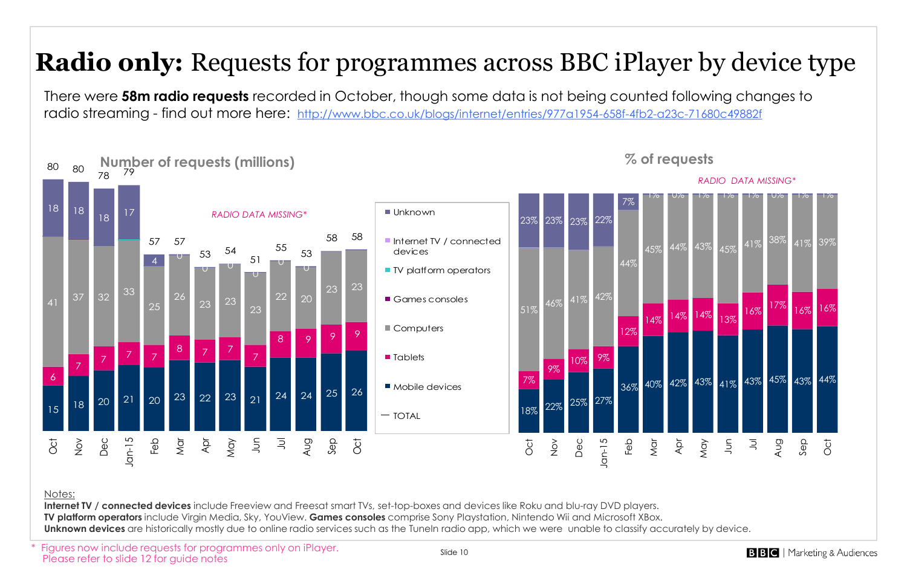# **Radio only:** Requests for programmes across BBC iPlayer by device type

There were **58m radio requests** recorded in October, though some data is not being counted following changes to radio streaming - find out more here: http://www.bbc.co.uk/blogs/internet/entries/977a1954-658f-4fb2-a23c-71680c49882f

## Number of requests (millions)

*RADIO DATA MISSING**

| | Oct | Nov | Dec | Jan-15 | Feb | Mar | Apr | May | Jun | Jul | Aug | Sep | Oct |
|---|---|---|---|---|---|---|---|---|---|---|---|---|---|
| Unknown | 18 | 18 | 18 | 17 | 4 | 0 | 0 | 0 | 0 | 0 | 0 | | |
| Computers | 41 | 37 | 32 | 33 | 25 | 26 | 23 | 23 | 23 | 22 | 20 | 23 | 23 |
| Tablets | 6 | 7 | 7 | 7 | 7 | 8 | 7 | 7 | 7 | 8 | 9 | 9 | 9 |
| Mobile devices | 15 | 18 | 20 | 21 | 20 | 23 | 22 | 23 | 21 | 24 | 24 | 25 | 26 |
| TOTAL | 80 | 80 | 78 | 79 | 57 | 57 | 53 | 54 | 51 | 55 | 53 | 58 | 58 |

Legend: Unknown; Internet TV / connected devices; TV platform operators; Games consoles; Computers; Tablets; Mobile devices; TOTAL

## % of requests

*RADIO DATA MISSING**

| | Oct | Nov | Dec | Jan-15 | Feb | Mar | Apr | May | Jun | Jul | Aug | Sep | Oct |
|---|---|---|---|---|---|---|---|---|---|---|---|---|---|
| Unknown | 23% | 23% | 23% | 22% | 7% | 1% | 0% | 1% | 1% | 1% | 0% | 1% | 1% |
| Computers | 51% | 46% | 41% | 42% | 44% | 45% | 44% | 43% | 45% | 41% | 38% | 41% | 39% |
| Tablets | 7% | 9% | 10% | 9% | 12% | 14% | 14% | 14% | 13% | 16% | 17% | 16% | 16% |
| Mobile devices | 18% | 22% | 25% | 27% | 36% | 40% | 42% | 43% | 41% | 43% | 45% | 43% | 44% |

Notes:
**Internet TV / connected devices** include Freeview and Freesat smart TVs, set-top-boxes and devices like Roku and blu-ray DVD players.
**TV platform operators** include Virgin Media, Sky, YouView. **Games consoles** comprise Sony Playstation, Nintendo Wii and Microsoft XBox.
**Unknown devices** are historically mostly due to online radio services such as the TuneIn radio app, which we were unable to classify accurately by device.

\* Figures now include requests for programmes only on iPlayer.
Please refer to slide 12 for guide notes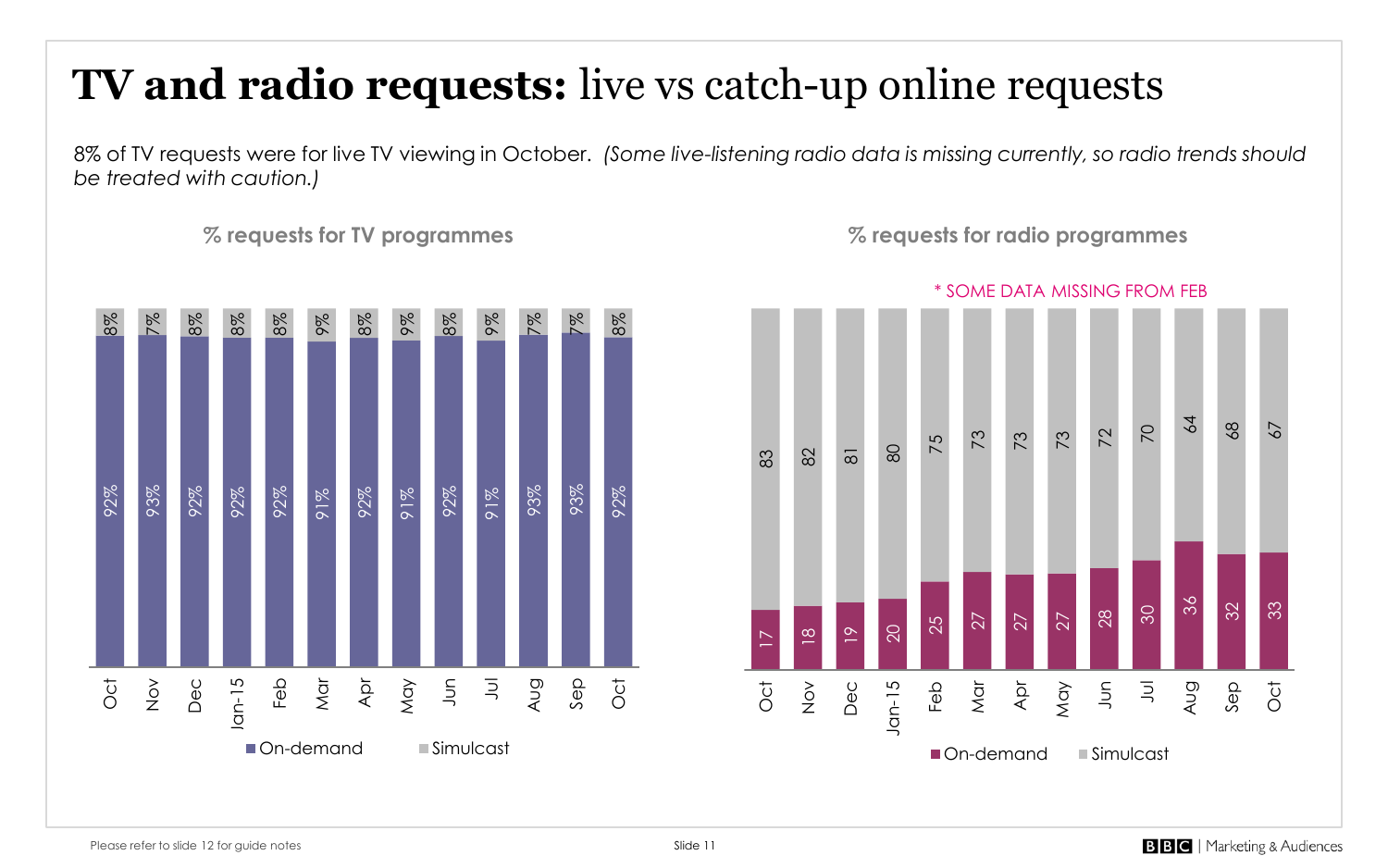# **TV and radio requests:** live vs catch-up online requests

8% of TV requests were for live TV viewing in October. *(Some live-listening radio data is missing currently, so radio trends should be treated with caution.)*

**% requests for TV programmes**

| | Oct | Nov | Dec | Jan-15 | Feb | Mar | Apr | May | Jun | Jul | Aug | Sep | Oct |
|---|---|---|---|---|---|---|---|---|---|---|---|---|---|
| On-demand | 92% | 93% | 92% | 92% | 92% | 91% | 92% | 91% | 92% | 91% | 93% | 93% | 92% |
| Simulcast | 8% | 7% | 8% | 8% | 8% | 9% | 8% | 9% | 8% | 9% | 7% | 7% | 8% |

**% requests for radio programmes**

\* SOME DATA MISSING FROM FEB

| | Oct | Nov | Dec | Jan-15 | Feb | Mar | Apr | May | Jun | Jul | Aug | Sep | Oct |
|---|---|---|---|---|---|---|---|---|---|---|---|---|---|
| On-demand | 17 | 18 | 19 | 20 | 25 | 27 | 27 | 27 | 28 | 30 | 36 | 32 | 33 |
| Simulcast | 83 | 82 | 81 | 80 | 75 | 73 | 73 | 73 | 72 | 70 | 64 | 68 | 67 |

Please refer to slide 12 for guide notes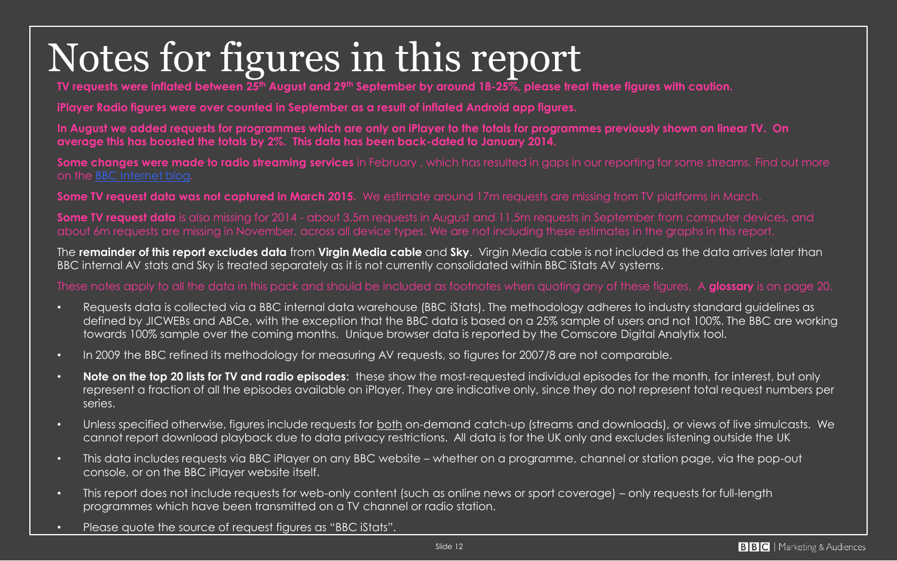# Notes for figures in this report

**TV requests were inflated between 25th August and 29th September by around 18-25%, please treat these figures with caution.**

**iPlayer Radio figures were over counted in September as a result of inflated Android app figures.**

**In August we added requests for programmes which are only on iPlayer to the totals for programmes previously shown on linear TV. On average this has boosted the totals by 2%. This data has been back-dated to January 2014.**

**Some changes were made to radio streaming services** in February , which has resulted in gaps in our reporting for some streams. Find out more on the BBC Internet blog.

**Some TV request data was not captured in March 2015.** We estimate around 17m requests are missing from TV platforms in March.

**Some TV request data** is also missing for 2014 - about 3.5m requests in August and 11.5m requests in September from computer devices, and about 6m requests are missing in November, across all device types. We are not including these estimates in the graphs in this report.

The **remainder of this report excludes data** from **Virgin Media cable** and **Sky**. Virgin Media cable is not included as the data arrives later than BBC internal AV stats and Sky is treated separately as it is not currently consolidated within BBC iStats AV systems.

These notes apply to all the data in this pack and should be included as footnotes when quoting any of these figures. A **glossary** is on page 20.

- Requests data is collected via a BBC internal data warehouse (BBC iStats). The methodology adheres to industry standard guidelines as defined by JICWEBs and ABCe, with the exception that the BBC data is based on a 25% sample of users and not 100%. The BBC are working towards 100% sample over the coming months. Unique browser data is reported by the Comscore Digital Analytix tool.
- In 2009 the BBC refined its methodology for measuring AV requests, so figures for 2007/8 are not comparable.
- **Note on the top 20 lists for TV and radio episodes**: these show the most-requested individual episodes for the month, for interest, but only represent a fraction of all the episodes available on iPlayer. They are indicative only, since they do not represent total request numbers per series.
- Unless specified otherwise, figures include requests for both on-demand catch-up (streams and downloads), or views of live simulcasts. We cannot report download playback due to data privacy restrictions. All data is for the UK only and excludes listening outside the UK
- This data includes requests via BBC iPlayer on any BBC website – whether on a programme, channel or station page, via the pop-out console, or on the BBC iPlayer website itself.
- This report does not include requests for web-only content (such as online news or sport coverage) – only requests for full-length programmes which have been transmitted on a TV channel or radio station.
- Please quote the source of request figures as "BBC iStats".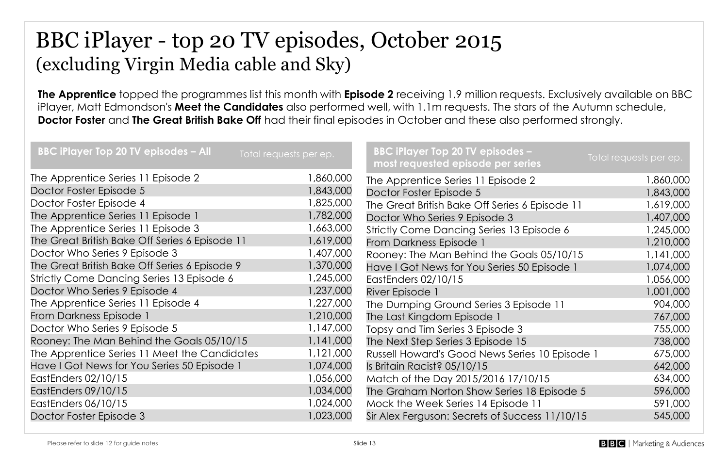# BBC iPlayer - top 20 TV episodes, October 2015
## (excluding Virgin Media cable and Sky)

**The Apprentice** topped the programmes list this month with **Episode 2** receiving 1.9 million requests. Exclusively available on BBC iPlayer, Matt Edmondson's **Meet the Candidates** also performed well, with 1.1m requests. The stars of the Autumn schedule, **Doctor Foster** and **The Great British Bake Off** had their final episodes in October and these also performed strongly.

| BBC iPlayer Top 20 TV episodes – All | Total requests per ep. |
|---|---|
| The Apprentice Series 11 Episode 2 | 1,860,000 |
| Doctor Foster Episode 5 | 1,843,000 |
| Doctor Foster Episode 4 | 1,825,000 |
| The Apprentice Series 11 Episode 1 | 1,782,000 |
| The Apprentice Series 11 Episode 3 | 1,663,000 |
| The Great British Bake Off Series 6 Episode 11 | 1,619,000 |
| Doctor Who Series 9 Episode 3 | 1,407,000 |
| The Great British Bake Off Series 6 Episode 9 | 1,370,000 |
| Strictly Come Dancing Series 13 Episode 6 | 1,245,000 |
| Doctor Who Series 9 Episode 4 | 1,237,000 |
| The Apprentice Series 11 Episode 4 | 1,227,000 |
| From Darkness Episode 1 | 1,210,000 |
| Doctor Who Series 9 Episode 5 | 1,147,000 |
| Rooney: The Man Behind the Goals 05/10/15 | 1,141,000 |
| The Apprentice Series 11 Meet the Candidates | 1,121,000 |
| Have I Got News for You Series 50 Episode 1 | 1,074,000 |
| EastEnders 02/10/15 | 1,056,000 |
| EastEnders 09/10/15 | 1,034,000 |
| EastEnders 06/10/15 | 1,024,000 |
| Doctor Foster Episode 3 | 1,023,000 |

| BBC iPlayer Top 20 TV episodes – most requested episode per series | Total requests per ep. |
|---|---|
| The Apprentice Series 11 Episode 2 | 1,860,000 |
| Doctor Foster Episode 5 | 1,843,000 |
| The Great British Bake Off Series 6 Episode 11 | 1,619,000 |
| Doctor Who Series 9 Episode 3 | 1,407,000 |
| Strictly Come Dancing Series 13 Episode 6 | 1,245,000 |
| From Darkness Episode 1 | 1,210,000 |
| Rooney: The Man Behind the Goals 05/10/15 | 1,141,000 |
| Have I Got News for You Series 50 Episode 1 | 1,074,000 |
| EastEnders 02/10/15 | 1,056,000 |
| River Episode 1 | 1,001,000 |
| The Dumping Ground Series 3 Episode 11 | 904,000 |
| The Last Kingdom Episode 1 | 767,000 |
| Topsy and Tim Series 3 Episode 3 | 755,000 |
| The Next Step Series 3 Episode 15 | 738,000 |
| Russell Howard's Good News Series 10 Episode 1 | 675,000 |
| Is Britain Racist? 05/10/15 | 642,000 |
| Match of the Day 2015/2016 17/10/15 | 634,000 |
| The Graham Norton Show Series 18 Episode 5 | 596,000 |
| Mock the Week Series 14 Episode 11 | 591,000 |
| Sir Alex Ferguson: Secrets of Success 11/10/15 | 545,000 |

Please refer to slide 12 for guide notes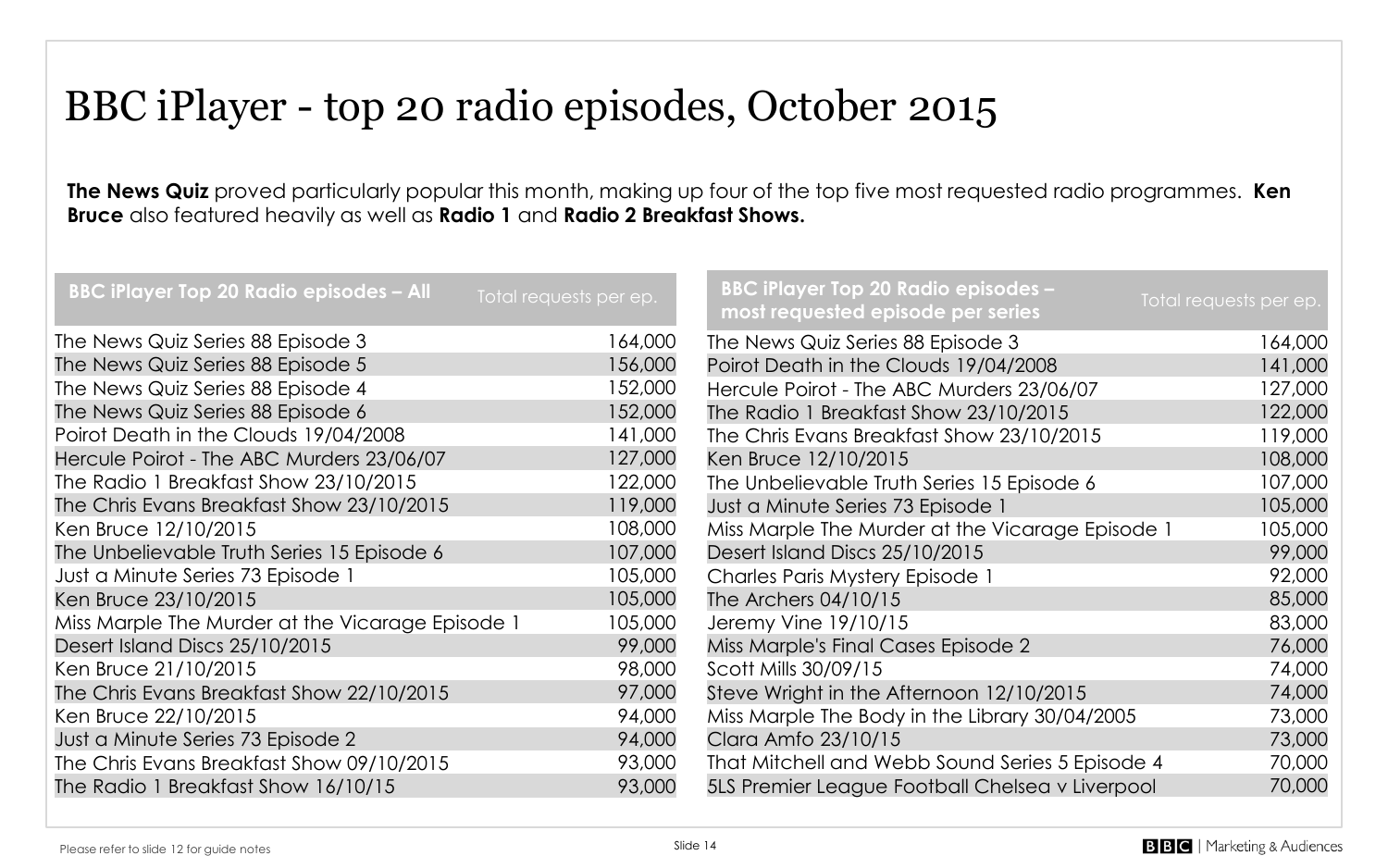# BBC iPlayer - top 20 radio episodes, October 2015

**The News Quiz** proved particularly popular this month, making up four of the top five most requested radio programmes. **Ken Bruce** also featured heavily as well as **Radio 1** and **Radio 2 Breakfast Shows.**

| BBC iPlayer Top 20 Radio episodes – All | Total requests per ep. |
|---|---|
| The News Quiz Series 88 Episode 3 | 164,000 |
| The News Quiz Series 88 Episode 5 | 156,000 |
| The News Quiz Series 88 Episode 4 | 152,000 |
| The News Quiz Series 88 Episode 6 | 152,000 |
| Poirot Death in the Clouds 19/04/2008 | 141,000 |
| Hercule Poirot - The ABC Murders 23/06/07 | 127,000 |
| The Radio 1 Breakfast Show 23/10/2015 | 122,000 |
| The Chris Evans Breakfast Show 23/10/2015 | 119,000 |
| Ken Bruce 12/10/2015 | 108,000 |
| The Unbelievable Truth Series 15 Episode 6 | 107,000 |
| Just a Minute Series 73 Episode 1 | 105,000 |
| Ken Bruce 23/10/2015 | 105,000 |
| Miss Marple The Murder at the Vicarage Episode 1 | 105,000 |
| Desert Island Discs 25/10/2015 | 99,000 |
| Ken Bruce 21/10/2015 | 98,000 |
| The Chris Evans Breakfast Show 22/10/2015 | 97,000 |
| Ken Bruce 22/10/2015 | 94,000 |
| Just a Minute Series 73 Episode 2 | 94,000 |
| The Chris Evans Breakfast Show 09/10/2015 | 93,000 |
| The Radio 1 Breakfast Show 16/10/15 | 93,000 |

| BBC iPlayer Top 20 Radio episodes – most requested episode per series | Total requests per ep. |
|---|---|
| The News Quiz Series 88 Episode 3 | 164,000 |
| Poirot Death in the Clouds 19/04/2008 | 141,000 |
| Hercule Poirot - The ABC Murders 23/06/07 | 127,000 |
| The Radio 1 Breakfast Show 23/10/2015 | 122,000 |
| The Chris Evans Breakfast Show 23/10/2015 | 119,000 |
| Ken Bruce 12/10/2015 | 108,000 |
| The Unbelievable Truth Series 15 Episode 6 | 107,000 |
| Just a Minute Series 73 Episode 1 | 105,000 |
| Miss Marple The Murder at the Vicarage Episode 1 | 105,000 |
| Desert Island Discs 25/10/2015 | 99,000 |
| Charles Paris Mystery Episode 1 | 92,000 |
| The Archers 04/10/15 | 85,000 |
| Jeremy Vine 19/10/15 | 83,000 |
| Miss Marple's Final Cases Episode 2 | 76,000 |
| Scott Mills 30/09/15 | 74,000 |
| Steve Wright in the Afternoon 12/10/2015 | 74,000 |
| Miss Marple The Body in the Library 30/04/2005 | 73,000 |
| Clara Amfo 23/10/15 | 73,000 |
| That Mitchell and Webb Sound Series 5 Episode 4 | 70,000 |
| 5LS Premier League Football Chelsea v Liverpool | 70,000 |

Please refer to slide 12 for guide notes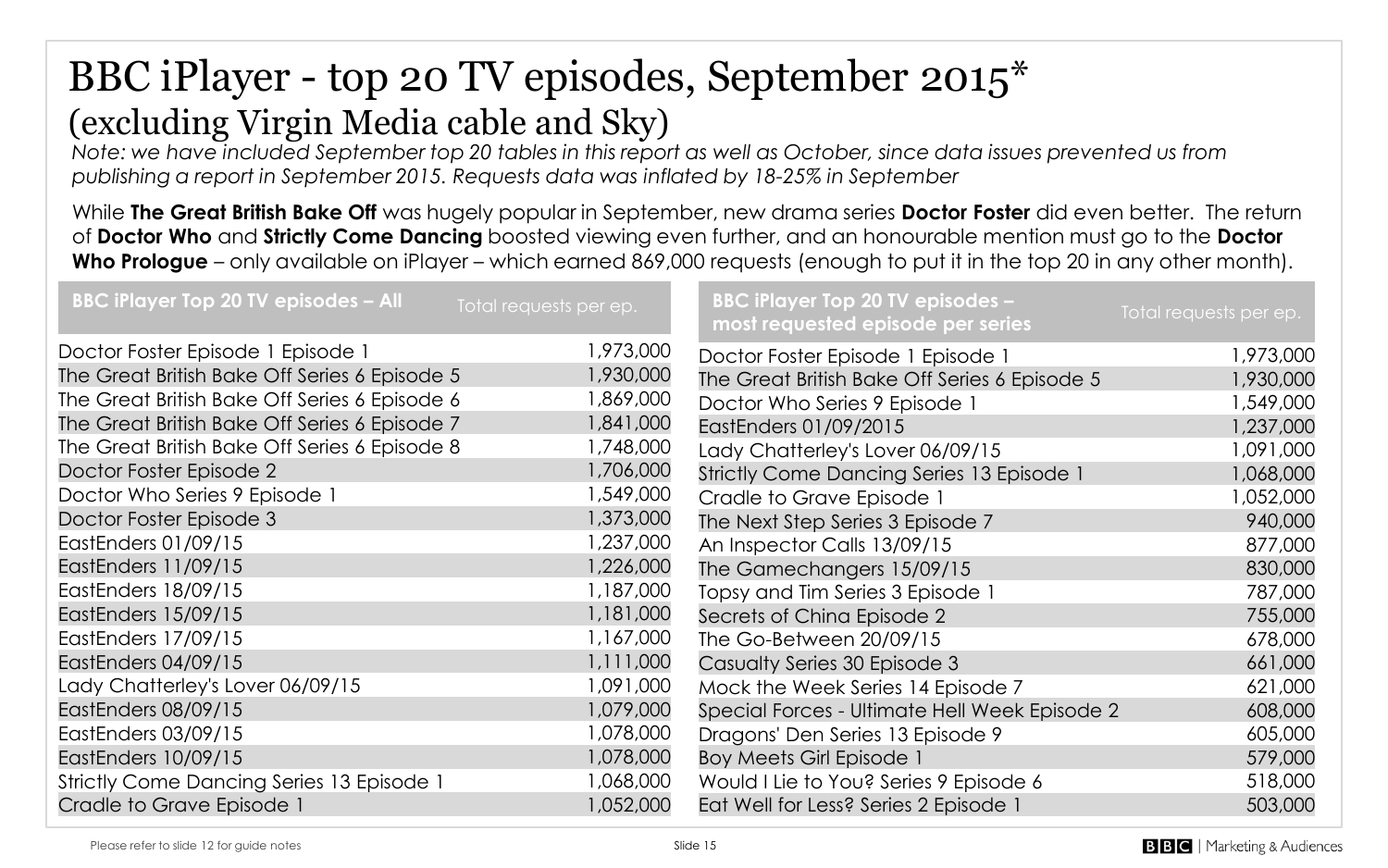# BBC iPlayer - top 20 TV episodes, September 2015*

## (excluding Virgin Media cable and Sky)

*Note: we have included September top 20 tables in this report as well as October, since data issues prevented us from publishing a report in September 2015. Requests data was inflated by 18-25% in September*

While **The Great British Bake Off** was hugely popular in September, new drama series **Doctor Foster** did even better. The return of **Doctor Who** and **Strictly Come Dancing** boosted viewing even further, and an honourable mention must go to the **Doctor Who Prologue** – only available on iPlayer – which earned 869,000 requests (enough to put it in the top 20 in any other month).

| BBC iPlayer Top 20 TV episodes – All | Total requests per ep. |
|---|---|
| Doctor Foster Episode 1 Episode 1 | 1,973,000 |
| The Great British Bake Off Series 6 Episode 5 | 1,930,000 |
| The Great British Bake Off Series 6 Episode 6 | 1,869,000 |
| The Great British Bake Off Series 6 Episode 7 | 1,841,000 |
| The Great British Bake Off Series 6 Episode 8 | 1,748,000 |
| Doctor Foster Episode 2 | 1,706,000 |
| Doctor Who Series 9 Episode 1 | 1,549,000 |
| Doctor Foster Episode 3 | 1,373,000 |
| EastEnders 01/09/15 | 1,237,000 |
| EastEnders 11/09/15 | 1,226,000 |
| EastEnders 18/09/15 | 1,187,000 |
| EastEnders 15/09/15 | 1,181,000 |
| EastEnders 17/09/15 | 1,167,000 |
| EastEnders 04/09/15 | 1,111,000 |
| Lady Chatterley's Lover 06/09/15 | 1,091,000 |
| EastEnders 08/09/15 | 1,079,000 |
| EastEnders 03/09/15 | 1,078,000 |
| EastEnders 10/09/15 | 1,078,000 |
| Strictly Come Dancing Series 13 Episode 1 | 1,068,000 |
| Cradle to Grave Episode 1 | 1,052,000 |

| BBC iPlayer Top 20 TV episodes – most requested episode per series | Total requests per ep. |
|---|---|
| Doctor Foster Episode 1 Episode 1 | 1,973,000 |
| The Great British Bake Off Series 6 Episode 5 | 1,930,000 |
| Doctor Who Series 9 Episode 1 | 1,549,000 |
| EastEnders 01/09/2015 | 1,237,000 |
| Lady Chatterley's Lover 06/09/15 | 1,091,000 |
| Strictly Come Dancing Series 13 Episode 1 | 1,068,000 |
| Cradle to Grave Episode 1 | 1,052,000 |
| The Next Step Series 3 Episode 7 | 940,000 |
| An Inspector Calls 13/09/15 | 877,000 |
| The Gamechangers 15/09/15 | 830,000 |
| Topsy and Tim Series 3 Episode 1 | 787,000 |
| Secrets of China Episode 2 | 755,000 |
| The Go-Between 20/09/15 | 678,000 |
| Casualty Series 30 Episode 3 | 661,000 |
| Mock the Week Series 14 Episode 7 | 621,000 |
| Special Forces - Ultimate Hell Week Episode 2 | 608,000 |
| Dragons' Den Series 13 Episode 9 | 605,000 |
| Boy Meets Girl Episode 1 | 579,000 |
| Would I Lie to You? Series 9 Episode 6 | 518,000 |
| Eat Well for Less? Series 2 Episode 1 | 503,000 |

Please refer to slide 12 for guide notes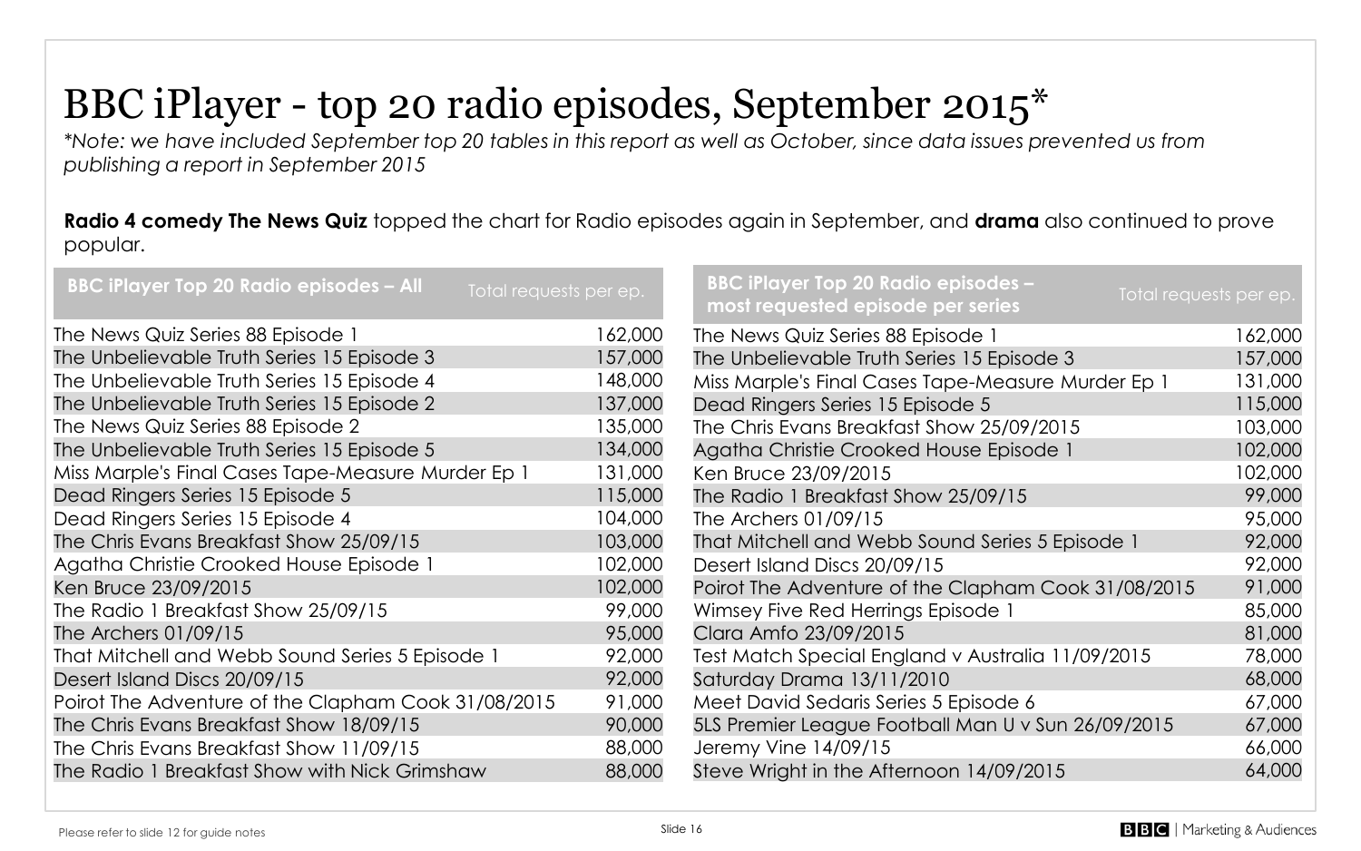# BBC iPlayer - top 20 radio episodes, September 2015*

*\*Note: we have included September top 20 tables in this report as well as October, since data issues prevented us from publishing a report in September 2015*

**Radio 4 comedy The News Quiz** topped the chart for Radio episodes again in September, and **drama** also continued to prove popular.

| BBC iPlayer Top 20 Radio episodes – All | Total requests per ep. |
|---|---|
| The News Quiz Series 88 Episode 1 | 162,000 |
| The Unbelievable Truth Series 15 Episode 3 | 157,000 |
| The Unbelievable Truth Series 15 Episode 4 | 148,000 |
| The Unbelievable Truth Series 15 Episode 2 | 137,000 |
| The News Quiz Series 88 Episode 2 | 135,000 |
| The Unbelievable Truth Series 15 Episode 5 | 134,000 |
| Miss Marple's Final Cases Tape-Measure Murder Ep 1 | 131,000 |
| Dead Ringers Series 15 Episode 5 | 115,000 |
| Dead Ringers Series 15 Episode 4 | 104,000 |
| The Chris Evans Breakfast Show 25/09/15 | 103,000 |
| Agatha Christie Crooked House Episode 1 | 102,000 |
| Ken Bruce 23/09/2015 | 102,000 |
| The Radio 1 Breakfast Show 25/09/15 | 99,000 |
| The Archers 01/09/15 | 95,000 |
| That Mitchell and Webb Sound Series 5 Episode 1 | 92,000 |
| Desert Island Discs 20/09/15 | 92,000 |
| Poirot The Adventure of the Clapham Cook 31/08/2015 | 91,000 |
| The Chris Evans Breakfast Show 18/09/15 | 90,000 |
| The Chris Evans Breakfast Show 11/09/15 | 88,000 |
| The Radio 1 Breakfast Show with Nick Grimshaw | 88,000 |

| BBC iPlayer Top 20 Radio episodes – most requested episode per series | Total requests per ep. |
|---|---|
| The News Quiz Series 88 Episode 1 | 162,000 |
| The Unbelievable Truth Series 15 Episode 3 | 157,000 |
| Miss Marple's Final Cases Tape-Measure Murder Ep 1 | 131,000 |
| Dead Ringers Series 15 Episode 5 | 115,000 |
| The Chris Evans Breakfast Show 25/09/2015 | 103,000 |
| Agatha Christie Crooked House Episode 1 | 102,000 |
| Ken Bruce 23/09/2015 | 102,000 |
| The Radio 1 Breakfast Show 25/09/15 | 99,000 |
| The Archers 01/09/15 | 95,000 |
| That Mitchell and Webb Sound Series 5 Episode 1 | 92,000 |
| Desert Island Discs 20/09/15 | 92,000 |
| Poirot The Adventure of the Clapham Cook 31/08/2015 | 91,000 |
| Wimsey Five Red Herrings Episode 1 | 85,000 |
| Clara Amfo 23/09/2015 | 81,000 |
| Test Match Special England v Australia 11/09/2015 | 78,000 |
| Saturday Drama 13/11/2010 | 68,000 |
| Meet David Sedaris Series 5 Episode 6 | 67,000 |
| 5LS Premier League Football Man U v Sun 26/09/2015 | 67,000 |
| Jeremy Vine 14/09/15 | 66,000 |
| Steve Wright in the Afternoon 14/09/2015 | 64,000 |

Please refer to slide 12 for guide notes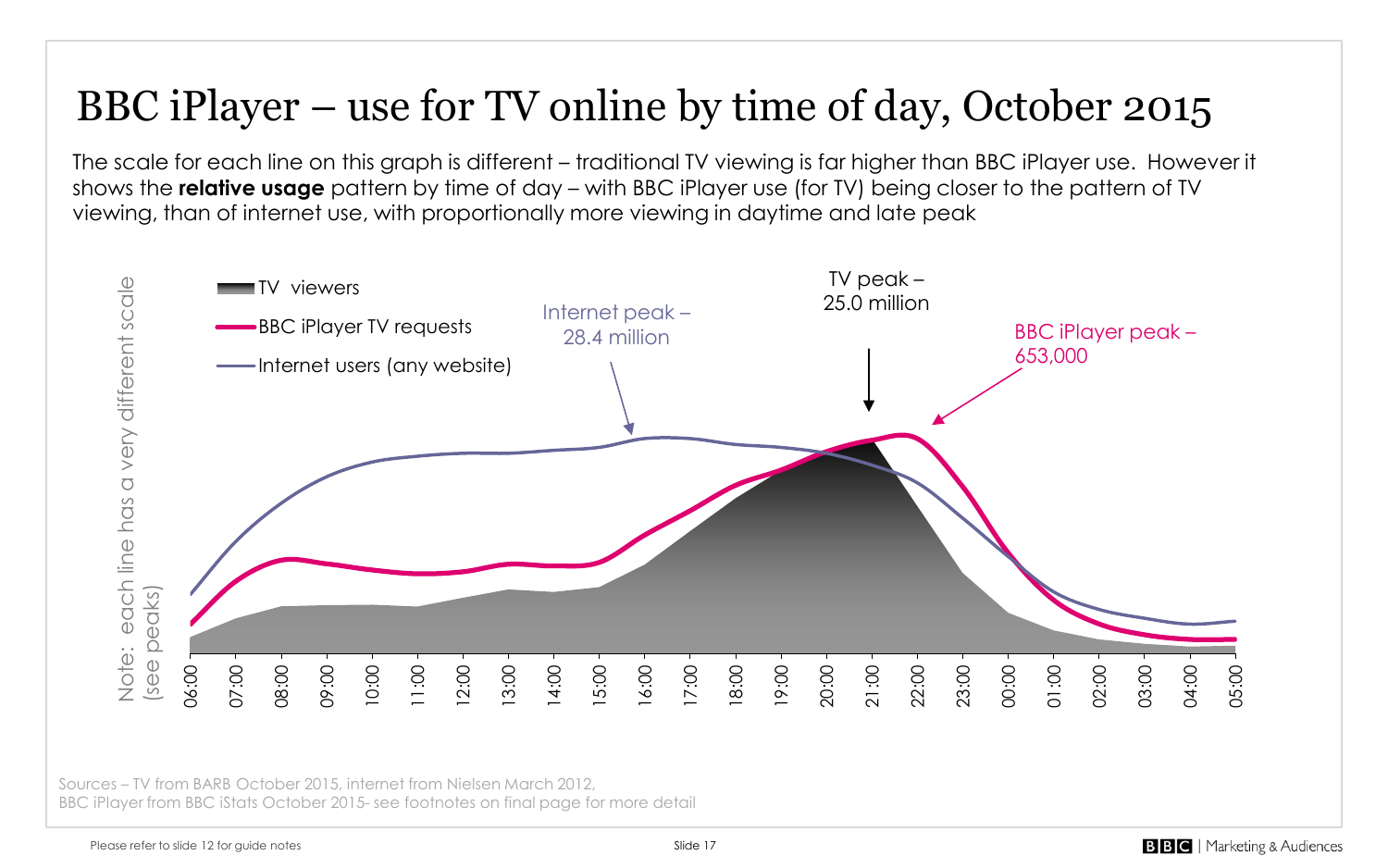# BBC iPlayer – use for TV online by time of day, October 2015

The scale for each line on this graph is different – traditional TV viewing is far higher than BBC iPlayer use. However it shows the **relative usage** pattern by time of day – with BBC iPlayer use (for TV) being closer to the pattern of TV viewing, than of internet use, with proportionally more viewing in daytime and late peak

Note: each line has a very different scale (see peaks)

- TV viewers
- BBC iPlayer TV requests
- Internet users (any website)

Internet peak – 28.4 million

TV peak – 25.0 million

BBC iPlayer peak – 653,000

06:00 07:00 08:00 09:00 10:00 11:00 12:00 13:00 14:00 15:00 16:00 17:00 18:00 19:00 20:00 21:00 22:00 23:00 00:00 01:00 02:00 03:00 04:00 05:00

Sources – TV from BARB October 2015, internet from Nielsen March 2012,
BBC iPlayer from BBC iStats October 2015- see footnotes on final page for more detail

Please refer to slide 12 for guide notes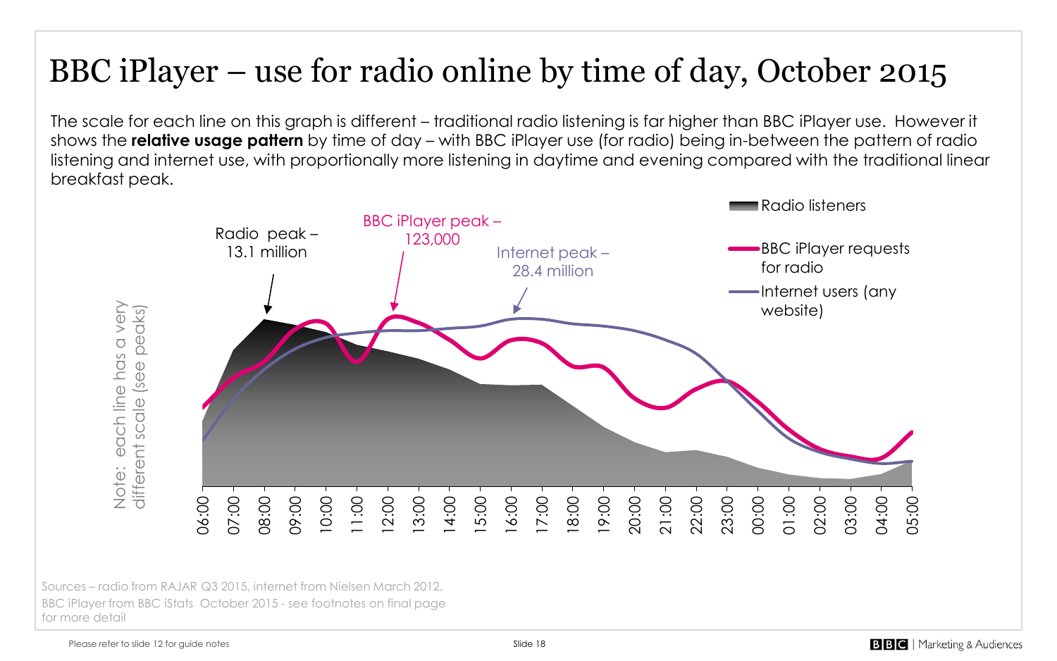# BBC iPlayer – use for radio online by time of day, October 2015

The scale for each line on this graph is different – traditional radio listening is far higher than BBC iPlayer use. However it shows the **relative usage pattern** by time of day – with BBC iPlayer use (for radio) being in-between the pattern of radio listening and internet use, with proportionally more listening in daytime and evening compared with the traditional linear breakfast peak.

Radio peak – 13.1 million

BBC iPlayer peak – 123,000

Internet peak – 28.4 million

Radio listeners

BBC iPlayer requests for radio

Internet users (any website)

Note: each line has a very different scale (see peaks)

06:00 07:00 08:00 09:00 10:00 11:00 12:00 13:00 14:00 15:00 16:00 17:00 18:00 19:00 20:00 21:00 22:00 23:00 00:00 01:00 02:00 03:00 04:00 05:00

Sources – radio from RAJAR Q3 2015, internet from Nielsen March 2012, BBC iPlayer from BBC iStats October 2015 - see footnotes on final page for more detail

Please refer to slide 12 for guide notes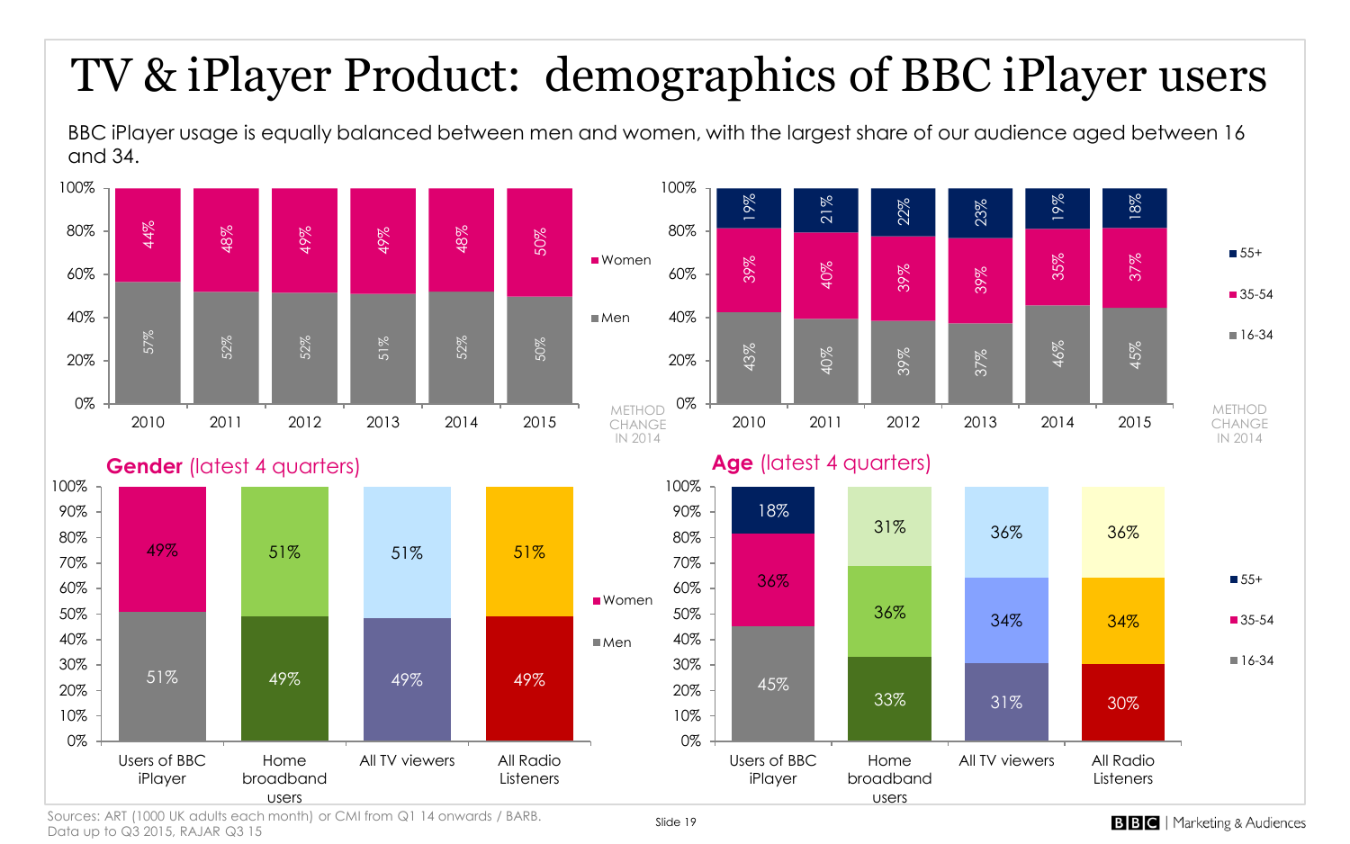# TV & iPlayer Product: demographics of BBC iPlayer users

BBC iPlayer usage is equally balanced between men and women, with the largest share of our audience aged between 16 and 34.

| | 2010 | 2011 | 2012 | 2013 | 2014 | 2015 |
|---|---|---|---|---|---|---|
| Women | 44% | 48% | 49% | 49% | 48% | 50% |
| Men | 57% | 52% | 52% | 51% | 52% | 50% |

METHOD CHANGE IN 2014

| | 2010 | 2011 | 2012 | 2013 | 2014 | 2015 |
|---|---|---|---|---|---|---|
| 55+ | 19% | 21% | 22% | 23% | 19% | 18% |
| 35-54 | 39% | 40% | 39% | 39% | 35% | 37% |
| 16-34 | 43% | 40% | 39% | 37% | 46% | 45% |

METHOD CHANGE IN 2014

## Gender (latest 4 quarters)

| | Users of BBC iPlayer | Home broadband users | All TV viewers | All Radio Listeners |
|---|---|---|---|---|
| Women | 49% | 51% | 51% | 51% |
| Men | 51% | 49% | 49% | 49% |

## Age (latest 4 quarters)

| | Users of BBC iPlayer | Home broadband users | All TV viewers | All Radio Listeners |
|---|---|---|---|---|
| 55+ | 18% | 31% | 36% | 36% |
| 35-54 | 36% | 36% | 34% | 34% |
| 16-34 | 45% | 33% | 31% | 30% |

Sources: ART (1000 UK adults each month) or CMI from Q1 14 onwards / BARB. Data up to Q3 2015, RAJAR Q3 15

BBC | Marketing & Audiences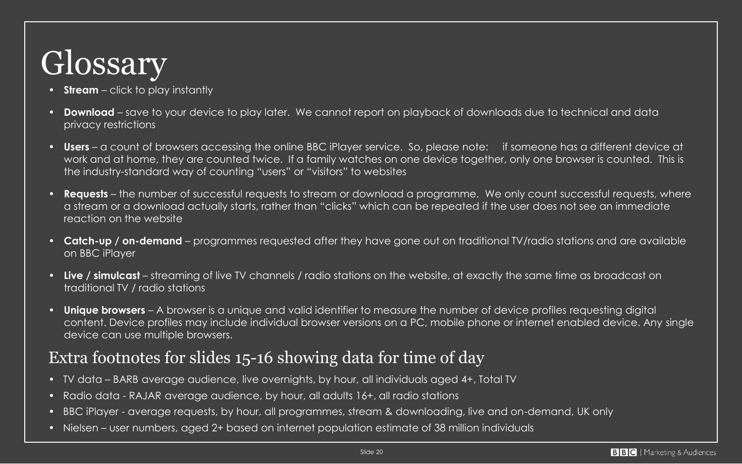# Glossary

- **Stream** – click to play instantly
- **Download** – save to your device to play later. We cannot report on playback of downloads due to technical and data privacy restrictions
- **Users** – a count of browsers accessing the online BBC iPlayer service. So, please note: if someone has a different device at work and at home, they are counted twice. If a family watches on one device together, only one browser is counted. This is the industry-standard way of counting "users" or "visitors" to websites
- **Requests** – the number of successful requests to stream or download a programme. We only count successful requests, where a stream or a download actually starts, rather than "clicks" which can be repeated if the user does not see an immediate reaction on the website
- **Catch-up / on-demand** – programmes requested after they have gone out on traditional TV/radio stations and are available on BBC iPlayer
- **Live / simulcast** – streaming of live TV channels / radio stations on the website, at exactly the same time as broadcast on traditional TV / radio stations
- **Unique browsers** – A browser is a unique and valid identifier to measure the number of device profiles requesting digital content. Device profiles may include individual browser versions on a PC, mobile phone or internet enabled device. Any single device can use multiple browsers.

## Extra footnotes for slides 15-16 showing data for time of day

- TV data – BARB average audience, live overnights, by hour, all individuals aged 4+, Total TV
- Radio data - RAJAR average audience, by hour, all adults 16+, all radio stations
- BBC iPlayer - average requests, by hour, all programmes, stream & downloading, live and on-demand, UK only
- Nielsen – user numbers, aged 2+ based on internet population estimate of 38 million individuals